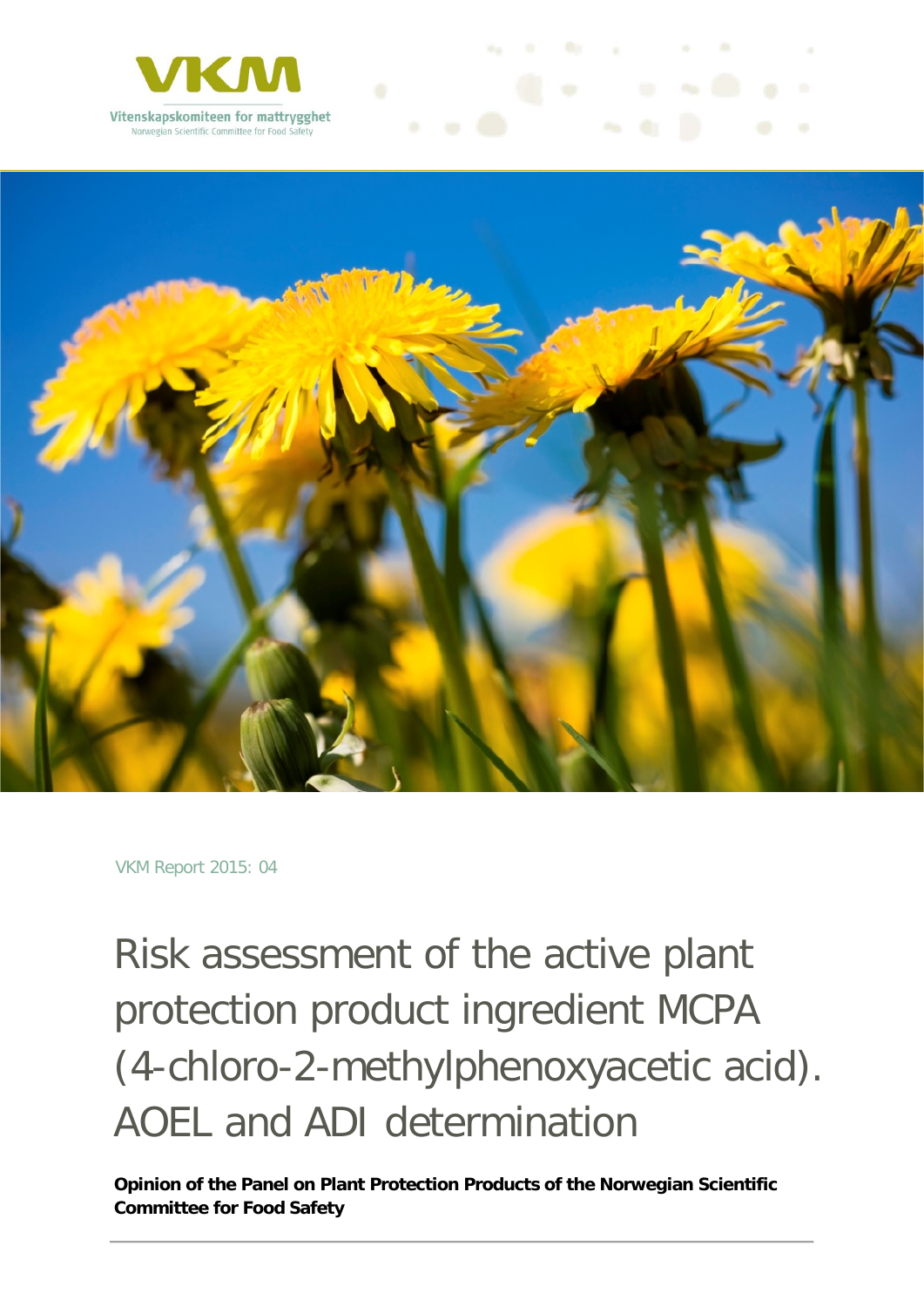Vitenskapskomiteen for mattrygghet
Norwegian Scientific Committee for Food Safety

VKM Report 2015: 04

# Risk assessment of the active plant protection product ingredient MCPA (4-chloro-2-methylphenoxyacetic acid). AOEL and ADI determination

**Opinion of the Panel on Plant Protection Products of the Norwegian Scientific Committee for Food Safety**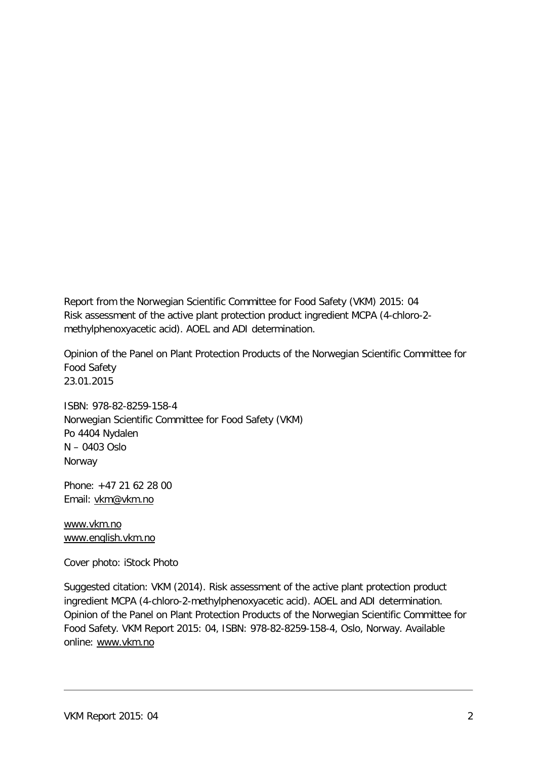Report from the Norwegian Scientific Committee for Food Safety (VKM) 2015: 04
Risk assessment of the active plant protection product ingredient MCPA (4-chloro-2-methylphenoxyacetic acid). AOEL and ADI determination.

Opinion of the Panel on Plant Protection Products of the Norwegian Scientific Committee for Food Safety
23.01.2015

ISBN: 978-82-8259-158-4
Norwegian Scientific Committee for Food Safety (VKM)
Po 4404 Nydalen
N – 0403 Oslo
Norway

Phone: +47 21 62 28 00
Email: vkm@vkm.no

www.vkm.no
www.english.vkm.no

Cover photo: iStock Photo

Suggested citation: VKM (2014). Risk assessment of the active plant protection product ingredient MCPA (4-chloro-2-methylphenoxyacetic acid). AOEL and ADI determination. Opinion of the Panel on Plant Protection Products of the Norwegian Scientific Committee for Food Safety. VKM Report 2015: 04, ISBN: 978-82-8259-158-4, Oslo, Norway. Available online: www.vkm.no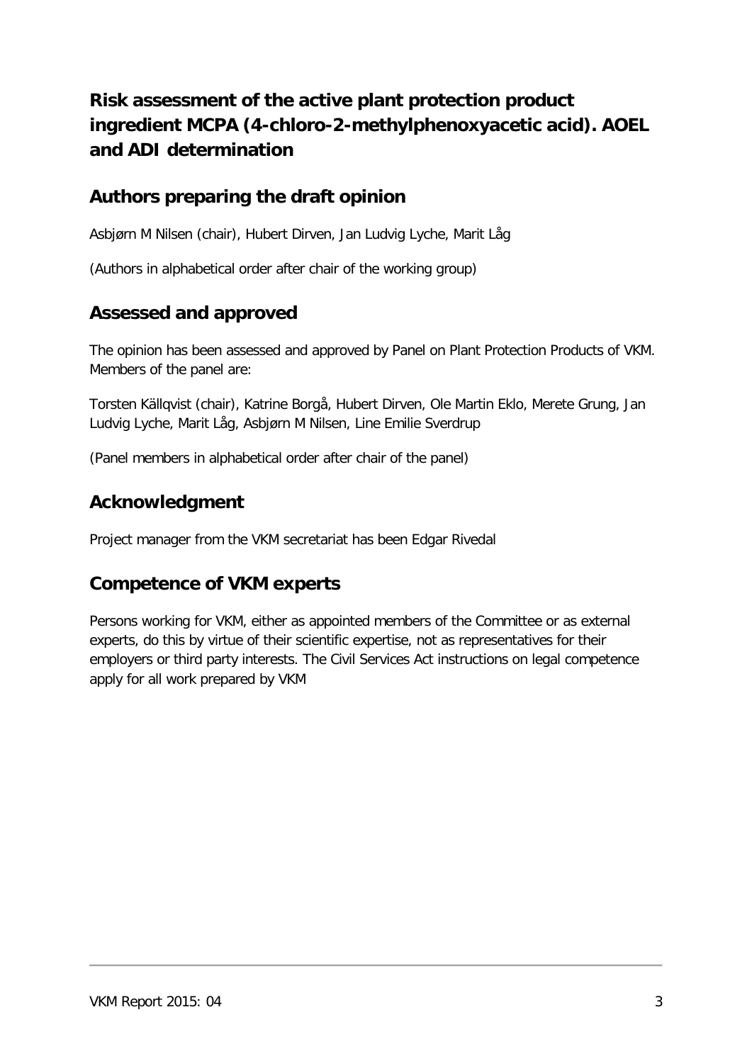# Risk assessment of the active plant protection product ingredient MCPA (4-chloro-2-methylphenoxyacetic acid). AOEL and ADI determination

## Authors preparing the draft opinion

Asbjørn M Nilsen (chair), Hubert Dirven, Jan Ludvig Lyche, Marit Låg

(Authors in alphabetical order after chair of the working group)

## Assessed and approved

The opinion has been assessed and approved by Panel on Plant Protection Products of VKM. Members of the panel are:

Torsten Källqvist (chair), Katrine Borgå, Hubert Dirven, Ole Martin Eklo, Merete Grung, Jan Ludvig Lyche, Marit Låg, Asbjørn M Nilsen, Line Emilie Sverdrup

(Panel members in alphabetical order after chair of the panel)

## Acknowledgment

Project manager from the VKM secretariat has been Edgar Rivedal

## Competence of VKM experts

Persons working for VKM, either as appointed members of the Committee or as external experts, do this by virtue of their scientific expertise, not as representatives for their employers or third party interests. The Civil Services Act instructions on legal competence apply for all work prepared by VKM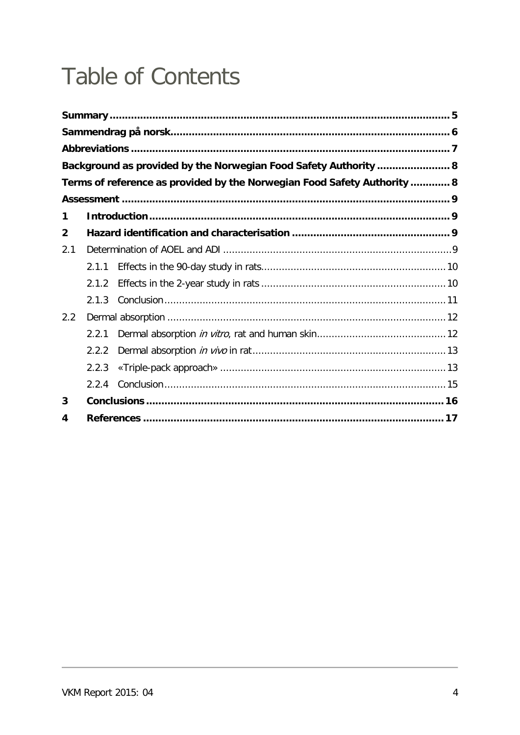# Table of Contents

**Summary** ..... **5**

**Sammendrag på norsk** ..... **6**

**Abbreviations** ..... **7**

**Background as provided by the Norwegian Food Safety Authority** ..... **8**

**Terms of reference as provided by the Norwegian Food Safety Authority** ..... **8**

**Assessment** ..... **9**

**1 Introduction** ..... **9**

**2 Hazard identification and characterisation** ..... **9**

2.1 Determination of AOEL and ADI ..... 9

  2.1.1 Effects in the 90-day study in rats ..... 10

  2.1.2 Effects in the 2-year study in rats ..... 10

  2.1.3 Conclusion ..... 11

2.2 Dermal absorption ..... 12

  2.2.1 Dermal absorption *in vitro*, rat and human skin ..... 12

  2.2.2 Dermal absorption *in vivo* in rat ..... 13

  2.2.3 «Triple-pack approach» ..... 13

  2.2.4 Conclusion ..... 15

**3 Conclusions** ..... **16**

**4 References** ..... **17**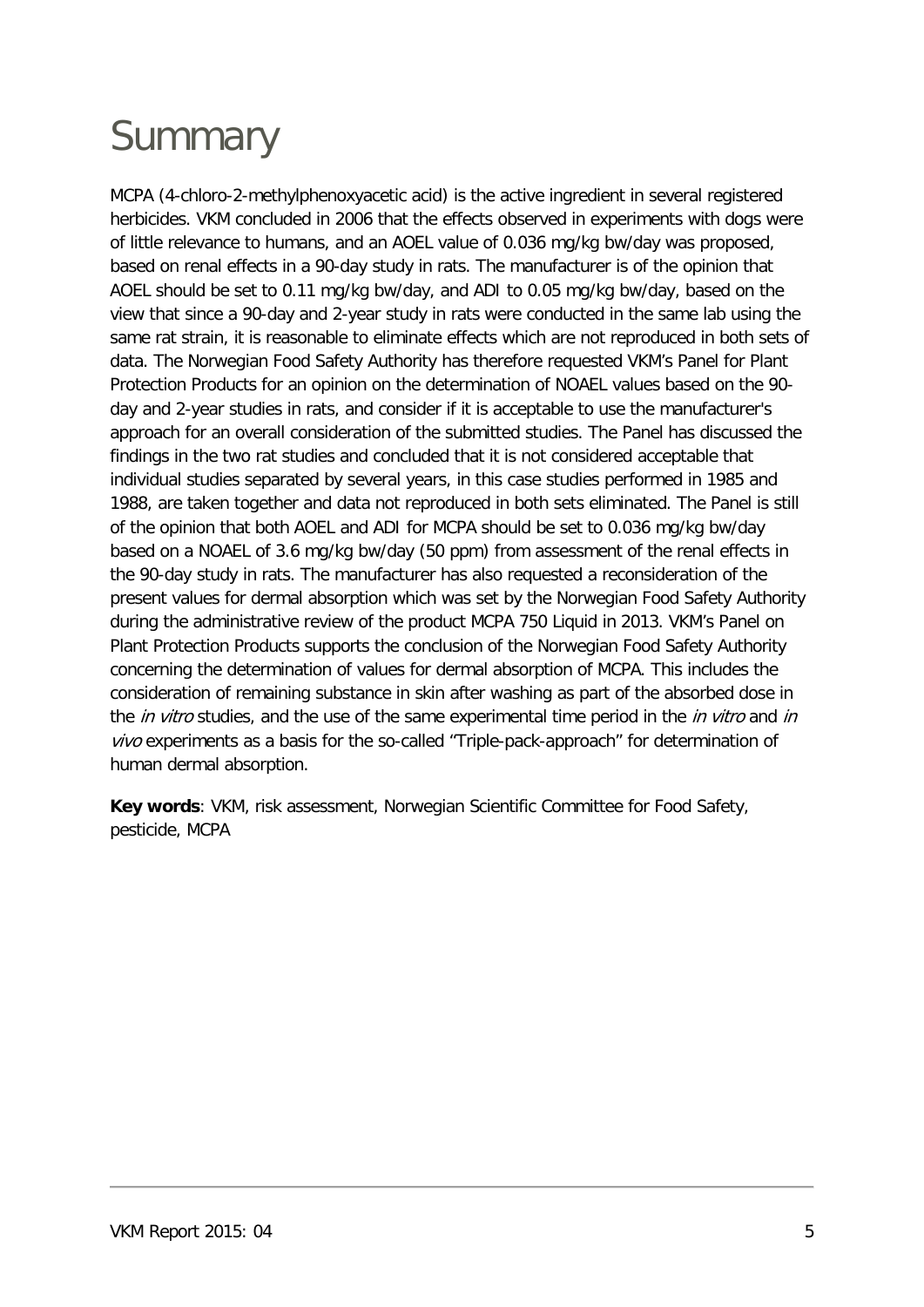# Summary

MCPA (4-chloro-2-methylphenoxyacetic acid) is the active ingredient in several registered herbicides. VKM concluded in 2006 that the effects observed in experiments with dogs were of little relevance to humans, and an AOEL value of 0.036 mg/kg bw/day was proposed, based on renal effects in a 90-day study in rats. The manufacturer is of the opinion that AOEL should be set to 0.11 mg/kg bw/day, and ADI to 0.05 mg/kg bw/day, based on the view that since a 90-day and 2-year study in rats were conducted in the same lab using the same rat strain, it is reasonable to eliminate effects which are not reproduced in both sets of data. The Norwegian Food Safety Authority has therefore requested VKM's Panel for Plant Protection Products for an opinion on the determination of NOAEL values based on the 90-day and 2-year studies in rats, and consider if it is acceptable to use the manufacturer's approach for an overall consideration of the submitted studies. The Panel has discussed the findings in the two rat studies and concluded that it is not considered acceptable that individual studies separated by several years, in this case studies performed in 1985 and 1988, are taken together and data not reproduced in both sets eliminated. The Panel is still of the opinion that both AOEL and ADI for MCPA should be set to 0.036 mg/kg bw/day based on a NOAEL of 3.6 mg/kg bw/day (50 ppm) from assessment of the renal effects in the 90-day study in rats. The manufacturer has also requested a reconsideration of the present values for dermal absorption which was set by the Norwegian Food Safety Authority during the administrative review of the product MCPA 750 Liquid in 2013. VKM's Panel on Plant Protection Products supports the conclusion of the Norwegian Food Safety Authority concerning the determination of values for dermal absorption of MCPA. This includes the consideration of remaining substance in skin after washing as part of the absorbed dose in the *in vitro* studies, and the use of the same experimental time period in the *in vitro* and *in vivo* experiments as a basis for the so-called "Triple-pack-approach" for determination of human dermal absorption.

**Key words**: VKM, risk assessment, Norwegian Scientific Committee for Food Safety, pesticide, MCPA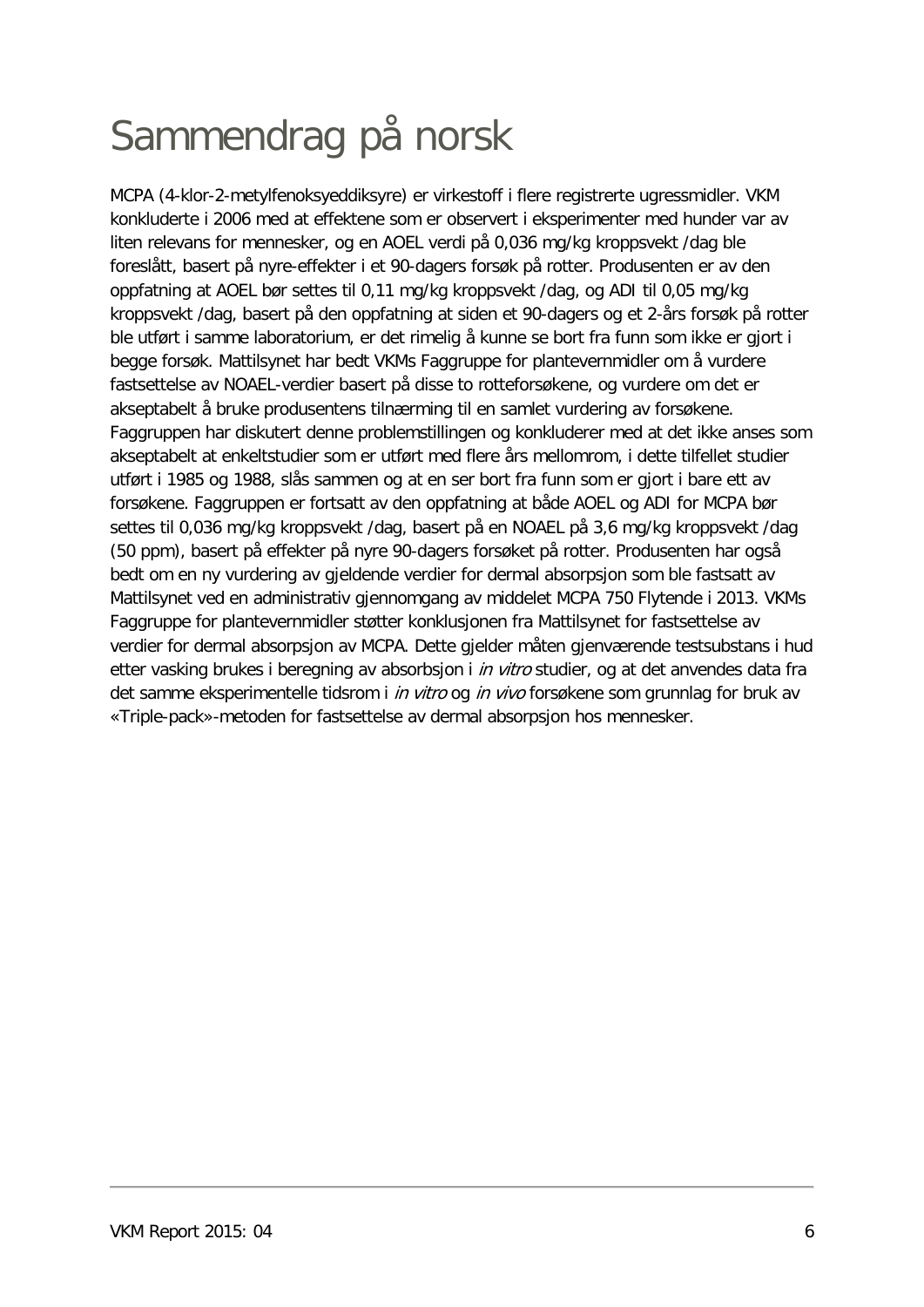# Sammendrag på norsk

MCPA (4-klor-2-metylfenoksyeddiksyre) er virkestoff i flere registrerte ugressmidler. VKM konkluderte i 2006 med at effektene som er observert i eksperimenter med hunder var av liten relevans for mennesker, og en AOEL verdi på 0,036 mg/kg kroppsvekt /dag ble foreslått, basert på nyre-effekter i et 90-dagers forsøk på rotter. Produsenten er av den oppfatning at AOEL bør settes til 0,11 mg/kg kroppsvekt /dag, og ADI til 0,05 mg/kg kroppsvekt /dag, basert på den oppfatning at siden et 90-dagers og et 2-års forsøk på rotter ble utført i samme laboratorium, er det rimelig å kunne se bort fra funn som ikke er gjort i begge forsøk. Mattilsynet har bedt VKMs Faggruppe for plantevernmidler om å vurdere fastsettelse av NOAEL-verdier basert på disse to rotteforsøkene, og vurdere om det er akseptabelt å bruke produsentens tilnærming til en samlet vurdering av forsøkene. Faggruppen har diskutert denne problemstillingen og konkluderer med at det ikke anses som akseptabelt at enkeltstudier som er utført med flere års mellomrom, i dette tilfellet studier utført i 1985 og 1988, slås sammen og at en ser bort fra funn som er gjort i bare ett av forsøkene. Faggruppen er fortsatt av den oppfatning at både AOEL og ADI for MCPA bør settes til 0,036 mg/kg kroppsvekt /dag, basert på en NOAEL på 3,6 mg/kg kroppsvekt /dag (50 ppm), basert på effekter på nyre 90-dagers forsøket på rotter. Produsenten har også bedt om en ny vurdering av gjeldende verdier for dermal absorpsjon som ble fastsatt av Mattilsynet ved en administrativ gjennomgang av middelet MCPA 750 Flytende i 2013. VKMs Faggruppe for plantevernmidler støtter konklusjonen fra Mattilsynet for fastsettelse av verdier for dermal absorpsjon av MCPA. Dette gjelder måten gjenværende testsubstans i hud etter vasking brukes i beregning av absorbsjon i *in vitro* studier, og at det anvendes data fra det samme eksperimentelle tidsrom i *in vitro* og *in vivo* forsøkene som grunnlag for bruk av «Triple-pack»-metoden for fastsettelse av dermal absorpsjon hos mennesker.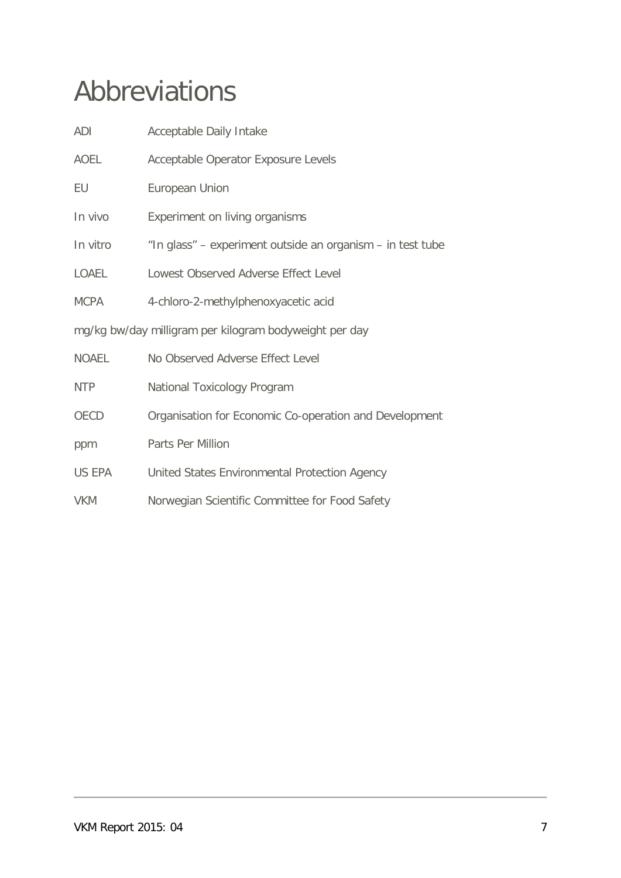# Abbreviations

| | |
|---|---|
| ADI | Acceptable Daily Intake |
| AOEL | Acceptable Operator Exposure Levels |
| EU | European Union |
| In vivo | Experiment on living organisms |
| In vitro | "In glass" – experiment outside an organism – in test tube |
| LOAEL | Lowest Observed Adverse Effect Level |
| MCPA | 4-chloro-2-methylphenoxyacetic acid |
| mg/kg bw/day | milligram per kilogram bodyweight per day |
| NOAEL | No Observed Adverse Effect Level |
| NTP | National Toxicology Program |
| OECD | Organisation for Economic Co-operation and Development |
| ppm | Parts Per Million |
| US EPA | United States Environmental Protection Agency |
| VKM | Norwegian Scientific Committee for Food Safety |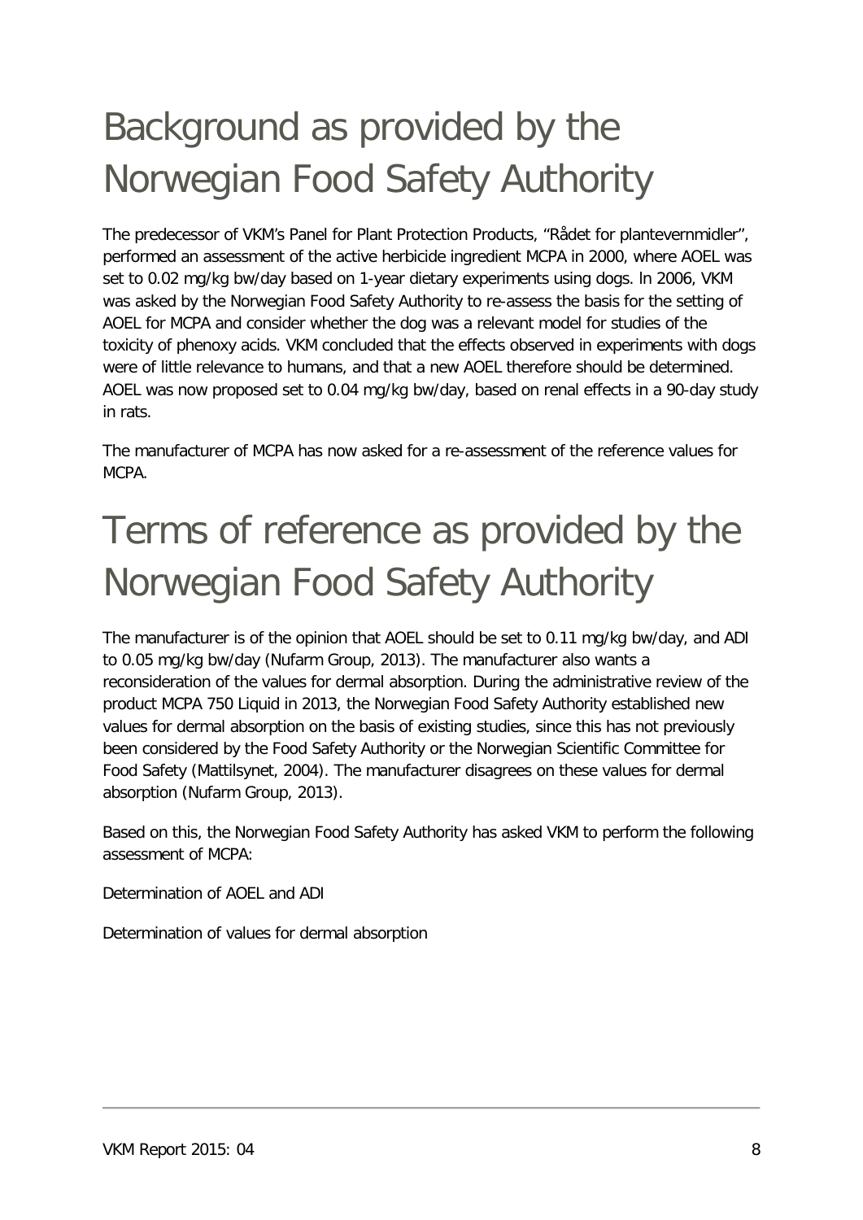# Background as provided by the Norwegian Food Safety Authority

The predecessor of VKM's Panel for Plant Protection Products, "Rådet for plantevernmidler", performed an assessment of the active herbicide ingredient MCPA in 2000, where AOEL was set to 0.02 mg/kg bw/day based on 1-year dietary experiments using dogs. In 2006, VKM was asked by the Norwegian Food Safety Authority to re-assess the basis for the setting of AOEL for MCPA and consider whether the dog was a relevant model for studies of the toxicity of phenoxy acids. VKM concluded that the effects observed in experiments with dogs were of little relevance to humans, and that a new AOEL therefore should be determined. AOEL was now proposed set to 0.04 mg/kg bw/day, based on renal effects in a 90-day study in rats.

The manufacturer of MCPA has now asked for a re-assessment of the reference values for MCPA.

# Terms of reference as provided by the Norwegian Food Safety Authority

The manufacturer is of the opinion that AOEL should be set to 0.11 mg/kg bw/day, and ADI to 0.05 mg/kg bw/day (Nufarm Group, 2013). The manufacturer also wants a reconsideration of the values for dermal absorption. During the administrative review of the product MCPA 750 Liquid in 2013, the Norwegian Food Safety Authority established new values for dermal absorption on the basis of existing studies, since this has not previously been considered by the Food Safety Authority or the Norwegian Scientific Committee for Food Safety (Mattilsynet, 2004). The manufacturer disagrees on these values for dermal absorption (Nufarm Group, 2013).

Based on this, the Norwegian Food Safety Authority has asked VKM to perform the following assessment of MCPA:

Determination of AOEL and ADI

Determination of values for dermal absorption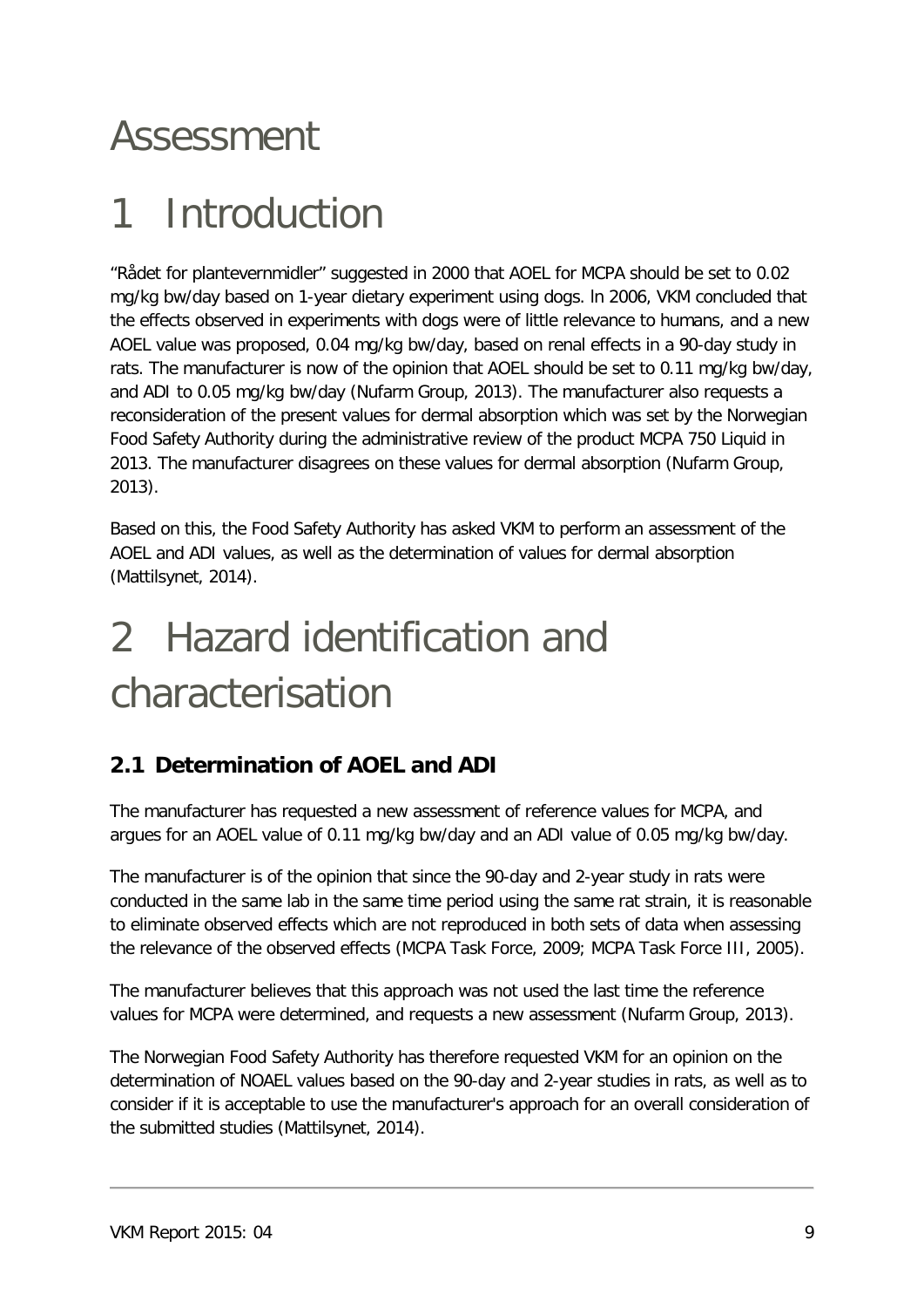# Assessment

# 1 Introduction

"Rådet for plantevernmidler" suggested in 2000 that AOEL for MCPA should be set to 0.02 mg/kg bw/day based on 1-year dietary experiment using dogs. In 2006, VKM concluded that the effects observed in experiments with dogs were of little relevance to humans, and a new AOEL value was proposed, 0.04 mg/kg bw/day, based on renal effects in a 90-day study in rats. The manufacturer is now of the opinion that AOEL should be set to 0.11 mg/kg bw/day, and ADI to 0.05 mg/kg bw/day (Nufarm Group, 2013). The manufacturer also requests a reconsideration of the present values for dermal absorption which was set by the Norwegian Food Safety Authority during the administrative review of the product MCPA 750 Liquid in 2013. The manufacturer disagrees on these values for dermal absorption (Nufarm Group, 2013).

Based on this, the Food Safety Authority has asked VKM to perform an assessment of the AOEL and ADI values, as well as the determination of values for dermal absorption (Mattilsynet, 2014).

# 2 Hazard identification and characterisation

## 2.1 Determination of AOEL and ADI

The manufacturer has requested a new assessment of reference values for MCPA, and argues for an AOEL value of 0.11 mg/kg bw/day and an ADI value of 0.05 mg/kg bw/day.

The manufacturer is of the opinion that since the 90-day and 2-year study in rats were conducted in the same lab in the same time period using the same rat strain, it is reasonable to eliminate observed effects which are not reproduced in both sets of data when assessing the relevance of the observed effects (MCPA Task Force, 2009; MCPA Task Force III, 2005).

The manufacturer believes that this approach was not used the last time the reference values for MCPA were determined, and requests a new assessment (Nufarm Group, 2013).

The Norwegian Food Safety Authority has therefore requested VKM for an opinion on the determination of NOAEL values based on the 90-day and 2-year studies in rats, as well as to consider if it is acceptable to use the manufacturer's approach for an overall consideration of the submitted studies (Mattilsynet, 2014).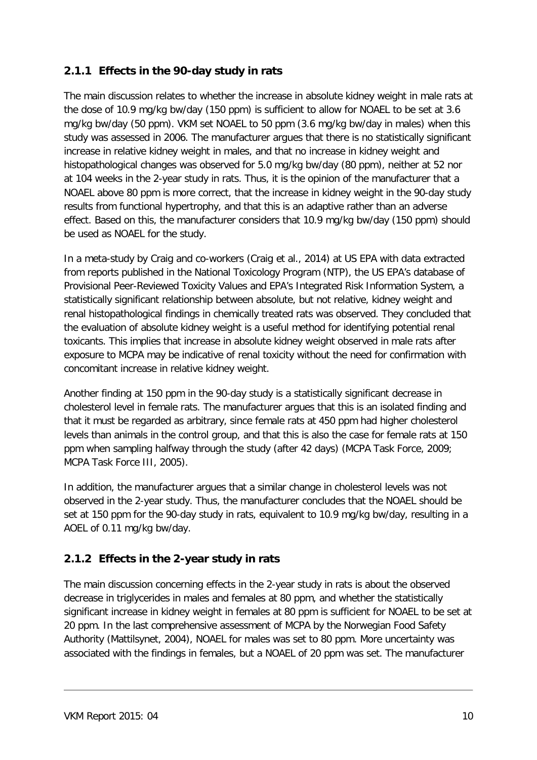### 2.1.1 Effects in the 90-day study in rats

The main discussion relates to whether the increase in absolute kidney weight in male rats at the dose of 10.9 mg/kg bw/day (150 ppm) is sufficient to allow for NOAEL to be set at 3.6 mg/kg bw/day (50 ppm). VKM set NOAEL to 50 ppm (3.6 mg/kg bw/day in males) when this study was assessed in 2006. The manufacturer argues that there is no statistically significant increase in relative kidney weight in males, and that no increase in kidney weight and histopathological changes was observed for 5.0 mg/kg bw/day (80 ppm), neither at 52 nor at 104 weeks in the 2-year study in rats. Thus, it is the opinion of the manufacturer that a NOAEL above 80 ppm is more correct, that the increase in kidney weight in the 90-day study results from functional hypertrophy, and that this is an adaptive rather than an adverse effect. Based on this, the manufacturer considers that 10.9 mg/kg bw/day (150 ppm) should be used as NOAEL for the study.

In a meta-study by Craig and co-workers (Craig et al., 2014) at US EPA with data extracted from reports published in the National Toxicology Program (NTP), the US EPA's database of Provisional Peer-Reviewed Toxicity Values and EPA's Integrated Risk Information System, a statistically significant relationship between absolute, but not relative, kidney weight and renal histopathological findings in chemically treated rats was observed. They concluded that the evaluation of absolute kidney weight is a useful method for identifying potential renal toxicants. This implies that increase in absolute kidney weight observed in male rats after exposure to MCPA may be indicative of renal toxicity without the need for confirmation with concomitant increase in relative kidney weight.

Another finding at 150 ppm in the 90-day study is a statistically significant decrease in cholesterol level in female rats. The manufacturer argues that this is an isolated finding and that it must be regarded as arbitrary, since female rats at 450 ppm had higher cholesterol levels than animals in the control group, and that this is also the case for female rats at 150 ppm when sampling halfway through the study (after 42 days) (MCPA Task Force, 2009; MCPA Task Force III, 2005).

In addition, the manufacturer argues that a similar change in cholesterol levels was not observed in the 2-year study. Thus, the manufacturer concludes that the NOAEL should be set at 150 ppm for the 90-day study in rats, equivalent to 10.9 mg/kg bw/day, resulting in a AOEL of 0.11 mg/kg bw/day.

### 2.1.2 Effects in the 2-year study in rats

The main discussion concerning effects in the 2-year study in rats is about the observed decrease in triglycerides in males and females at 80 ppm, and whether the statistically significant increase in kidney weight in females at 80 ppm is sufficient for NOAEL to be set at 20 ppm. In the last comprehensive assessment of MCPA by the Norwegian Food Safety Authority (Mattilsynet, 2004), NOAEL for males was set to 80 ppm. More uncertainty was associated with the findings in females, but a NOAEL of 20 ppm was set. The manufacturer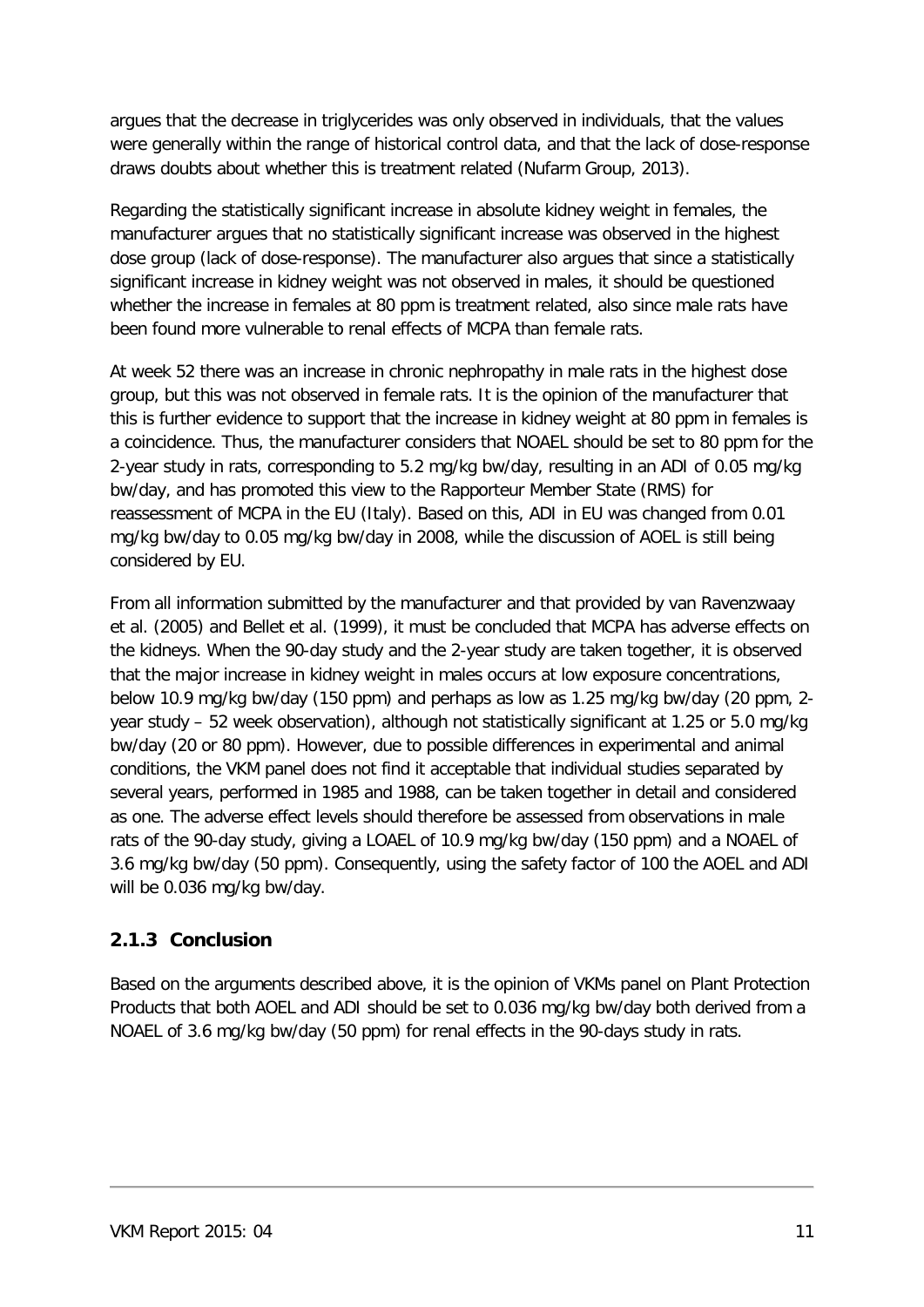argues that the decrease in triglycerides was only observed in individuals, that the values were generally within the range of historical control data, and that the lack of dose-response draws doubts about whether this is treatment related (Nufarm Group, 2013).

Regarding the statistically significant increase in absolute kidney weight in females, the manufacturer argues that no statistically significant increase was observed in the highest dose group (lack of dose-response). The manufacturer also argues that since a statistically significant increase in kidney weight was not observed in males, it should be questioned whether the increase in females at 80 ppm is treatment related, also since male rats have been found more vulnerable to renal effects of MCPA than female rats.

At week 52 there was an increase in chronic nephropathy in male rats in the highest dose group, but this was not observed in female rats. It is the opinion of the manufacturer that this is further evidence to support that the increase in kidney weight at 80 ppm in females is a coincidence. Thus, the manufacturer considers that NOAEL should be set to 80 ppm for the 2-year study in rats, corresponding to 5.2 mg/kg bw/day, resulting in an ADI of 0.05 mg/kg bw/day, and has promoted this view to the Rapporteur Member State (RMS) for reassessment of MCPA in the EU (Italy). Based on this, ADI in EU was changed from 0.01 mg/kg bw/day to 0.05 mg/kg bw/day in 2008, while the discussion of AOEL is still being considered by EU.

From all information submitted by the manufacturer and that provided by van Ravenzwaay et al. (2005) and Bellet et al. (1999), it must be concluded that MCPA has adverse effects on the kidneys. When the 90-day study and the 2-year study are taken together, it is observed that the major increase in kidney weight in males occurs at low exposure concentrations, below 10.9 mg/kg bw/day (150 ppm) and perhaps as low as 1.25 mg/kg bw/day (20 ppm, 2-year study – 52 week observation), although not statistically significant at 1.25 or 5.0 mg/kg bw/day (20 or 80 ppm). However, due to possible differences in experimental and animal conditions, the VKM panel does not find it acceptable that individual studies separated by several years, performed in 1985 and 1988, can be taken together in detail and considered as one. The adverse effect levels should therefore be assessed from observations in male rats of the 90-day study, giving a LOAEL of 10.9 mg/kg bw/day (150 ppm) and a NOAEL of 3.6 mg/kg bw/day (50 ppm). Consequently, using the safety factor of 100 the AOEL and ADI will be 0.036 mg/kg bw/day.

### 2.1.3 Conclusion

Based on the arguments described above, it is the opinion of VKMs panel on Plant Protection Products that both AOEL and ADI should be set to 0.036 mg/kg bw/day both derived from a NOAEL of 3.6 mg/kg bw/day (50 ppm) for renal effects in the 90-days study in rats.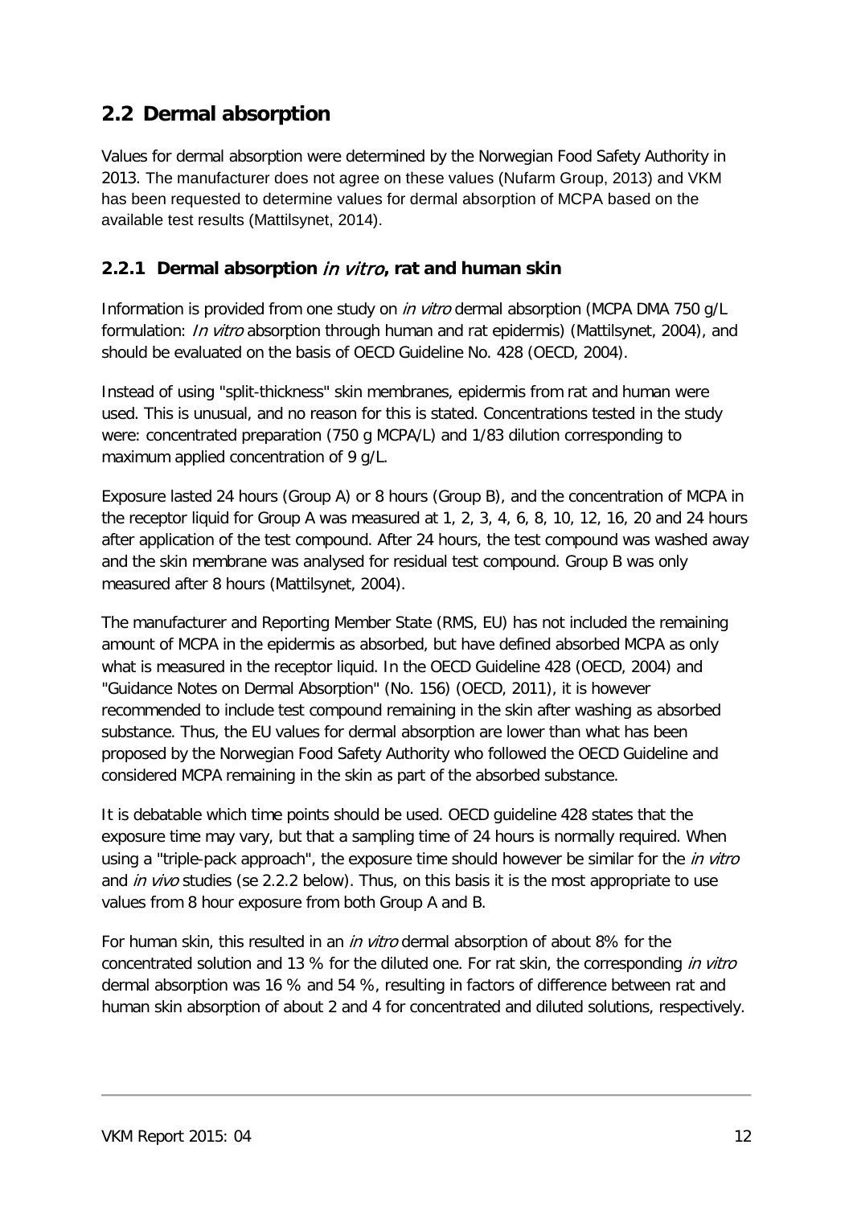## 2.2 Dermal absorption

Values for dermal absorption were determined by the Norwegian Food Safety Authority in 2013. The manufacturer does not agree on these values (Nufarm Group, 2013) and VKM has been requested to determine values for dermal absorption of MCPA based on the available test results (Mattilsynet, 2014).

### 2.2.1 Dermal absorption *in vitro*, rat and human skin

Information is provided from one study on *in vitro* dermal absorption (MCPA DMA 750 g/L formulation: *In vitro* absorption through human and rat epidermis) (Mattilsynet, 2004), and should be evaluated on the basis of OECD Guideline No. 428 (OECD, 2004).

Instead of using "split-thickness" skin membranes, epidermis from rat and human were used. This is unusual, and no reason for this is stated. Concentrations tested in the study were: concentrated preparation (750 g MCPA/L) and 1/83 dilution corresponding to maximum applied concentration of 9 g/L.

Exposure lasted 24 hours (Group A) or 8 hours (Group B), and the concentration of MCPA in the receptor liquid for Group A was measured at 1, 2, 3, 4, 6, 8, 10, 12, 16, 20 and 24 hours after application of the test compound. After 24 hours, the test compound was washed away and the skin membrane was analysed for residual test compound. Group B was only measured after 8 hours (Mattilsynet, 2004).

The manufacturer and Reporting Member State (RMS, EU) has not included the remaining amount of MCPA in the epidermis as absorbed, but have defined absorbed MCPA as only what is measured in the receptor liquid. In the OECD Guideline 428 (OECD, 2004) and "Guidance Notes on Dermal Absorption" (No. 156) (OECD, 2011), it is however recommended to include test compound remaining in the skin after washing as absorbed substance. Thus, the EU values for dermal absorption are lower than what has been proposed by the Norwegian Food Safety Authority who followed the OECD Guideline and considered MCPA remaining in the skin as part of the absorbed substance.

It is debatable which time points should be used. OECD guideline 428 states that the exposure time may vary, but that a sampling time of 24 hours is normally required. When using a "triple-pack approach", the exposure time should however be similar for the *in vitro* and *in vivo* studies (se 2.2.2 below). Thus, on this basis it is the most appropriate to use values from 8 hour exposure from both Group A and B.

For human skin, this resulted in an *in vitro* dermal absorption of about 8% for the concentrated solution and 13 % for the diluted one. For rat skin, the corresponding *in vitro* dermal absorption was 16 % and 54 %, resulting in factors of difference between rat and human skin absorption of about 2 and 4 for concentrated and diluted solutions, respectively.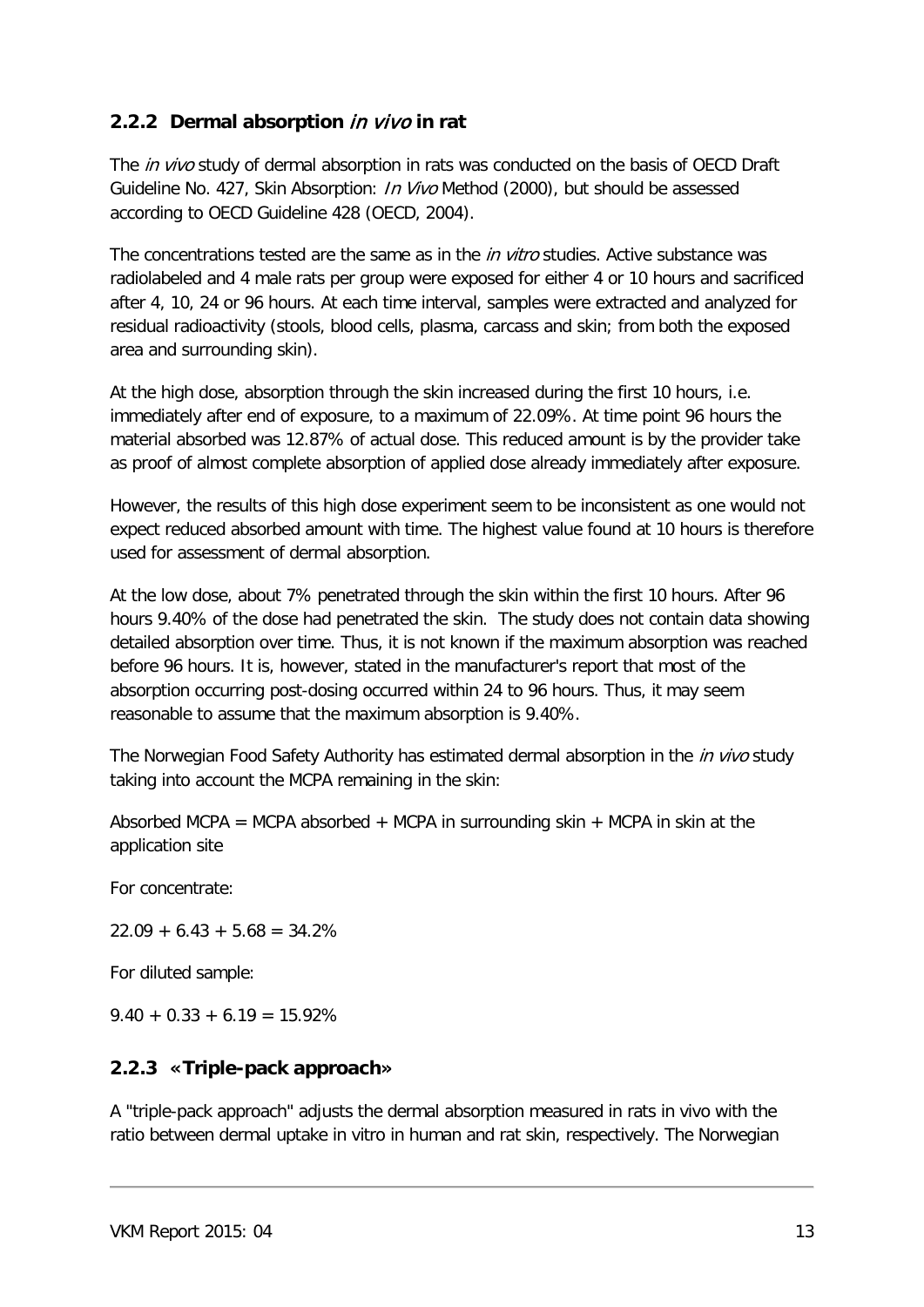### 2.2.2 Dermal absorption *in vivo* in rat

The *in vivo* study of dermal absorption in rats was conducted on the basis of OECD Draft Guideline No. 427, Skin Absorption: *In Vivo* Method (2000), but should be assessed according to OECD Guideline 428 (OECD, 2004).

The concentrations tested are the same as in the *in vitro* studies. Active substance was radiolabeled and 4 male rats per group were exposed for either 4 or 10 hours and sacrificed after 4, 10, 24 or 96 hours. At each time interval, samples were extracted and analyzed for residual radioactivity (stools, blood cells, plasma, carcass and skin; from both the exposed area and surrounding skin).

At the high dose, absorption through the skin increased during the first 10 hours, i.e. immediately after end of exposure, to a maximum of 22.09%. At time point 96 hours the material absorbed was 12.87% of actual dose. This reduced amount is by the provider take as proof of almost complete absorption of applied dose already immediately after exposure.

However, the results of this high dose experiment seem to be inconsistent as one would not expect reduced absorbed amount with time. The highest value found at 10 hours is therefore used for assessment of dermal absorption.

At the low dose, about 7% penetrated through the skin within the first 10 hours. After 96 hours 9.40% of the dose had penetrated the skin. The study does not contain data showing detailed absorption over time. Thus, it is not known if the maximum absorption was reached before 96 hours. It is, however, stated in the manufacturer's report that most of the absorption occurring post-dosing occurred within 24 to 96 hours. Thus, it may seem reasonable to assume that the maximum absorption is 9.40%.

The Norwegian Food Safety Authority has estimated dermal absorption in the *in vivo* study taking into account the MCPA remaining in the skin:

Absorbed MCPA = MCPA absorbed + MCPA in surrounding skin + MCPA in skin at the application site

For concentrate:

22.09 + 6.43 + 5.68 = 34.2%

For diluted sample:

9.40 + 0.33 + 6.19 = 15.92%

### 2.2.3 «Triple-pack approach»

A "triple-pack approach" adjusts the dermal absorption measured in rats in vivo with the ratio between dermal uptake in vitro in human and rat skin, respectively. The Norwegian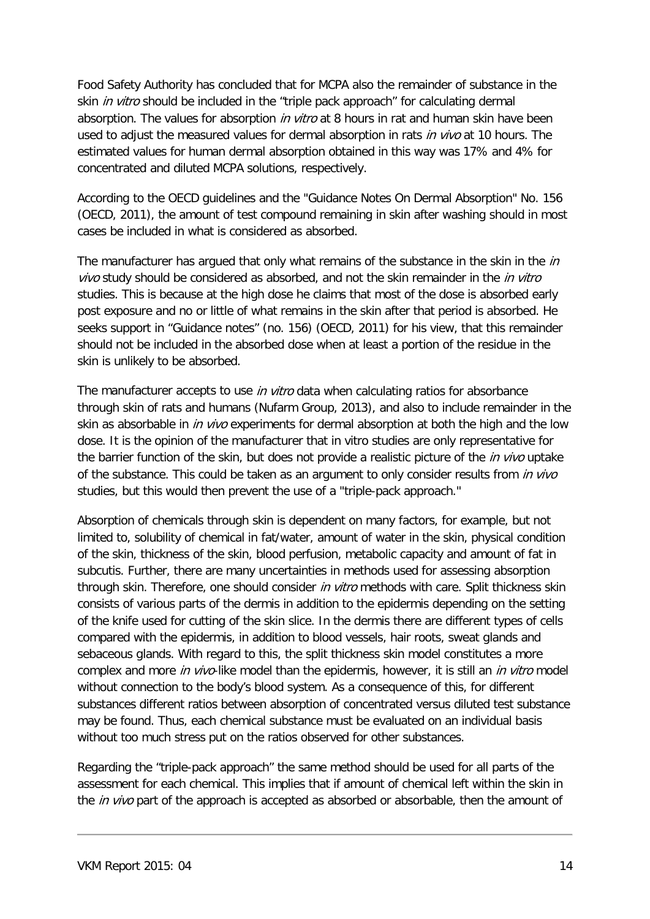Food Safety Authority has concluded that for MCPA also the remainder of substance in the skin *in vitro* should be included in the "triple pack approach" for calculating dermal absorption. The values for absorption *in vitro* at 8 hours in rat and human skin have been used to adjust the measured values for dermal absorption in rats *in vivo* at 10 hours. The estimated values for human dermal absorption obtained in this way was 17% and 4% for concentrated and diluted MCPA solutions, respectively.

According to the OECD guidelines and the "Guidance Notes On Dermal Absorption" No. 156 (OECD, 2011), the amount of test compound remaining in skin after washing should in most cases be included in what is considered as absorbed.

The manufacturer has argued that only what remains of the substance in the skin in the *in vivo* study should be considered as absorbed, and not the skin remainder in the *in vitro* studies. This is because at the high dose he claims that most of the dose is absorbed early post exposure and no or little of what remains in the skin after that period is absorbed. He seeks support in "Guidance notes" (no. 156) (OECD, 2011) for his view, that this remainder should not be included in the absorbed dose when at least a portion of the residue in the skin is unlikely to be absorbed.

The manufacturer accepts to use *in vitro* data when calculating ratios for absorbance through skin of rats and humans (Nufarm Group, 2013), and also to include remainder in the skin as absorbable in *in vivo* experiments for dermal absorption at both the high and the low dose. It is the opinion of the manufacturer that in vitro studies are only representative for the barrier function of the skin, but does not provide a realistic picture of the *in vivo* uptake of the substance. This could be taken as an argument to only consider results from *in vivo* studies, but this would then prevent the use of a "triple-pack approach."

Absorption of chemicals through skin is dependent on many factors, for example, but not limited to, solubility of chemical in fat/water, amount of water in the skin, physical condition of the skin, thickness of the skin, blood perfusion, metabolic capacity and amount of fat in subcutis. Further, there are many uncertainties in methods used for assessing absorption through skin. Therefore, one should consider *in vitro* methods with care. Split thickness skin consists of various parts of the dermis in addition to the epidermis depending on the setting of the knife used for cutting of the skin slice. In the dermis there are different types of cells compared with the epidermis, in addition to blood vessels, hair roots, sweat glands and sebaceous glands. With regard to this, the split thickness skin model constitutes a more complex and more *in vivo*-like model than the epidermis, however, it is still an *in vitro* model without connection to the body's blood system. As a consequence of this, for different substances different ratios between absorption of concentrated versus diluted test substance may be found. Thus, each chemical substance must be evaluated on an individual basis without too much stress put on the ratios observed for other substances.

Regarding the "triple-pack approach" the same method should be used for all parts of the assessment for each chemical. This implies that if amount of chemical left within the skin in the *in vivo* part of the approach is accepted as absorbed or absorbable, then the amount of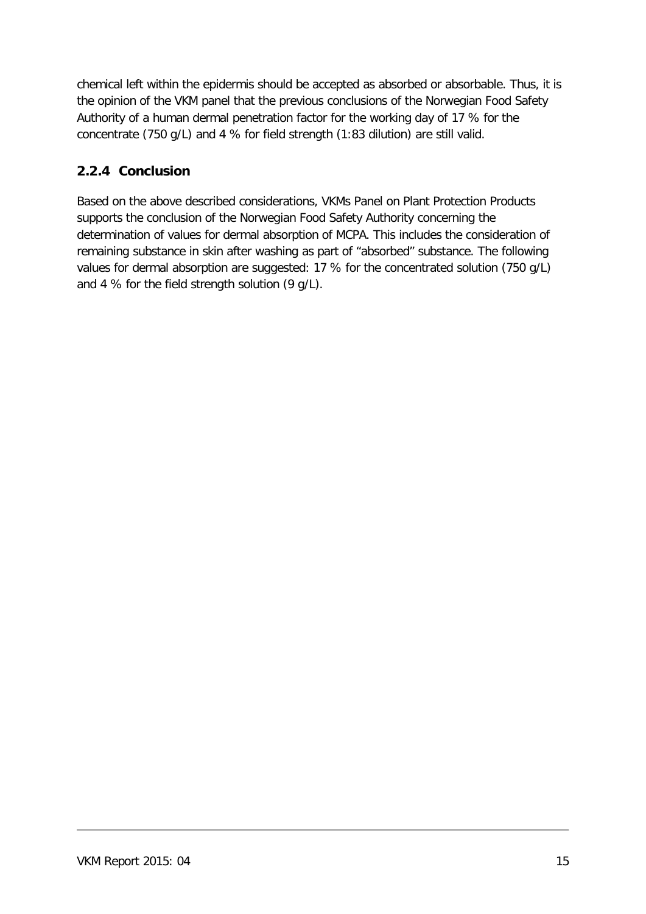chemical left within the epidermis should be accepted as absorbed or absorbable. Thus, it is the opinion of the VKM panel that the previous conclusions of the Norwegian Food Safety Authority of a human dermal penetration factor for the working day of 17 % for the concentrate (750 g/L) and 4 % for field strength (1:83 dilution) are still valid.

### 2.2.4 Conclusion

Based on the above described considerations, VKMs Panel on Plant Protection Products supports the conclusion of the Norwegian Food Safety Authority concerning the determination of values for dermal absorption of MCPA. This includes the consideration of remaining substance in skin after washing as part of "absorbed" substance. The following values for dermal absorption are suggested: 17 % for the concentrated solution (750 g/L) and 4 % for the field strength solution (9 g/L).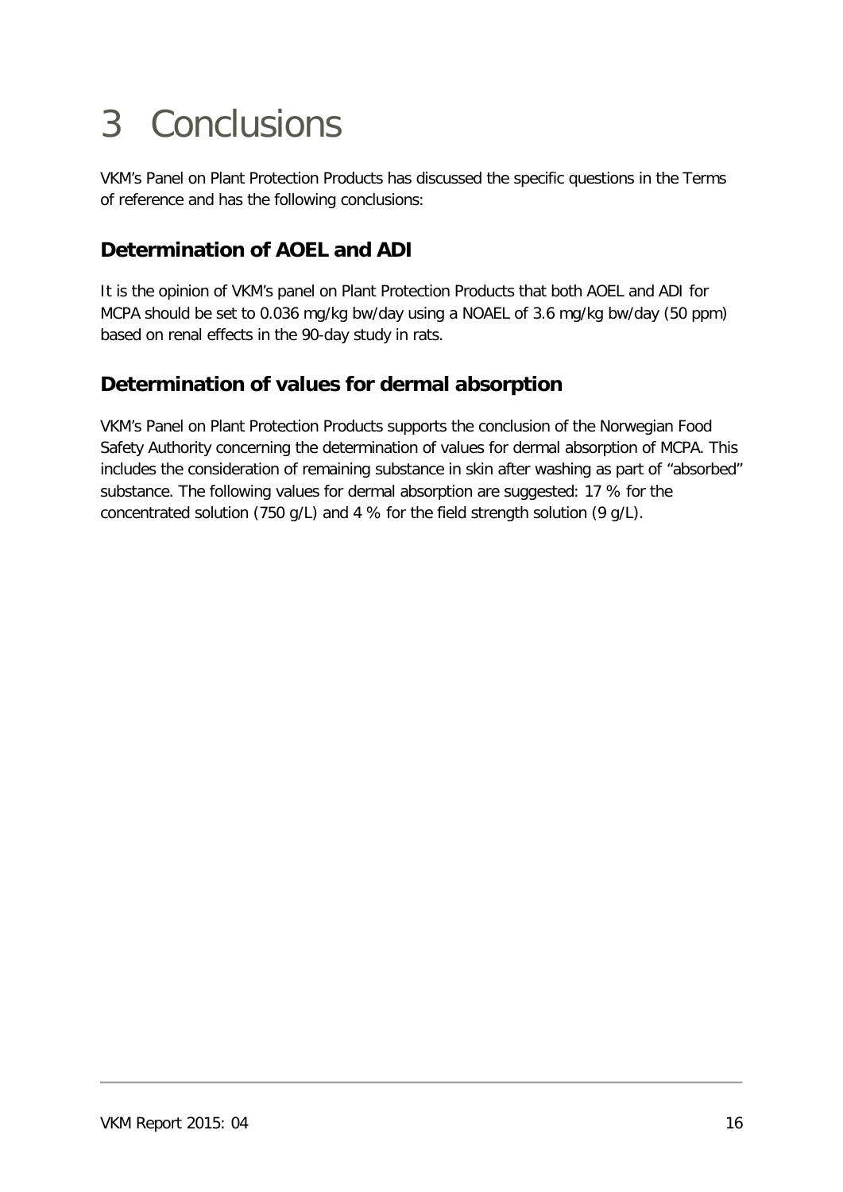# 3 Conclusions

VKM's Panel on Plant Protection Products has discussed the specific questions in the Terms of reference and has the following conclusions:

## Determination of AOEL and ADI

It is the opinion of VKM's panel on Plant Protection Products that both AOEL and ADI for MCPA should be set to 0.036 mg/kg bw/day using a NOAEL of 3.6 mg/kg bw/day (50 ppm) based on renal effects in the 90-day study in rats.

## Determination of values for dermal absorption

VKM's Panel on Plant Protection Products supports the conclusion of the Norwegian Food Safety Authority concerning the determination of values for dermal absorption of MCPA. This includes the consideration of remaining substance in skin after washing as part of "absorbed" substance. The following values for dermal absorption are suggested: 17 % for the concentrated solution (750 g/L) and 4 % for the field strength solution (9 g/L).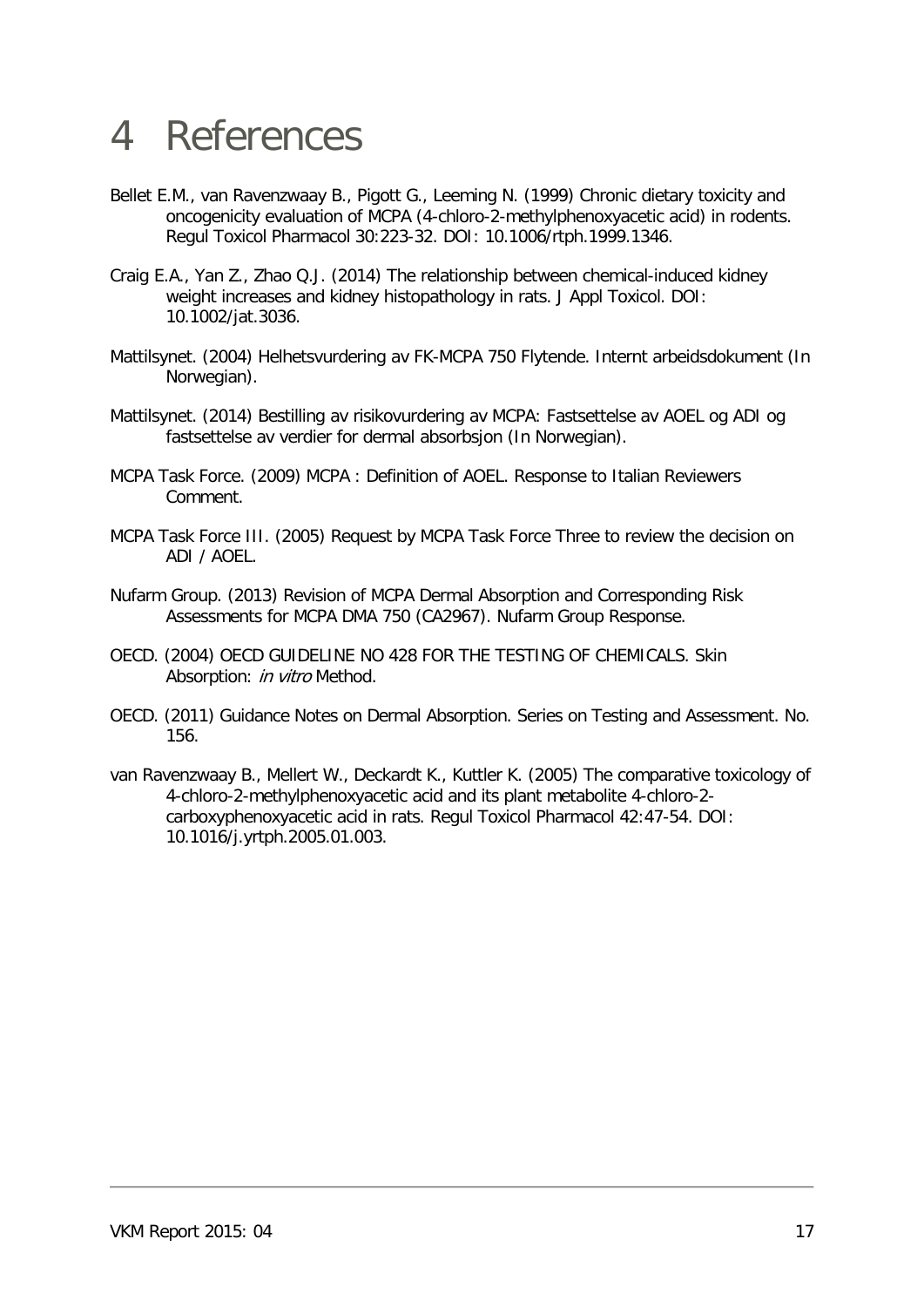# 4 References

Bellet E.M., van Ravenzwaay B., Pigott G., Leeming N. (1999) Chronic dietary toxicity and oncogenicity evaluation of MCPA (4-chloro-2-methylphenoxyacetic acid) in rodents. Regul Toxicol Pharmacol 30:223-32. DOI: 10.1006/rtph.1999.1346.

Craig E.A., Yan Z., Zhao Q.J. (2014) The relationship between chemical-induced kidney weight increases and kidney histopathology in rats. J Appl Toxicol. DOI: 10.1002/jat.3036.

Mattilsynet. (2004) Helhetsvurdering av FK-MCPA 750 Flytende. Internt arbeidsdokument (In Norwegian).

Mattilsynet. (2014) Bestilling av risikovurdering av MCPA: Fastsettelse av AOEL og ADI og fastsettelse av verdier for dermal absorbsjon (In Norwegian).

MCPA Task Force. (2009) MCPA : Definition of AOEL. Response to Italian Reviewers Comment.

MCPA Task Force III. (2005) Request by MCPA Task Force Three to review the decision on ADI / AOEL.

Nufarm Group. (2013) Revision of MCPA Dermal Absorption and Corresponding Risk Assessments for MCPA DMA 750 (CA2967). Nufarm Group Response.

OECD. (2004) OECD GUIDELINE NO 428 FOR THE TESTING OF CHEMICALS. Skin Absorption: *in vitro* Method.

OECD. (2011) Guidance Notes on Dermal Absorption. Series on Testing and Assessment. No. 156.

van Ravenzwaay B., Mellert W., Deckardt K., Kuttler K. (2005) The comparative toxicology of 4-chloro-2-methylphenoxyacetic acid and its plant metabolite 4-chloro-2-carboxyphenoxyacetic acid in rats. Regul Toxicol Pharmacol 42:47-54. DOI: 10.1016/j.yrtph.2005.01.003.